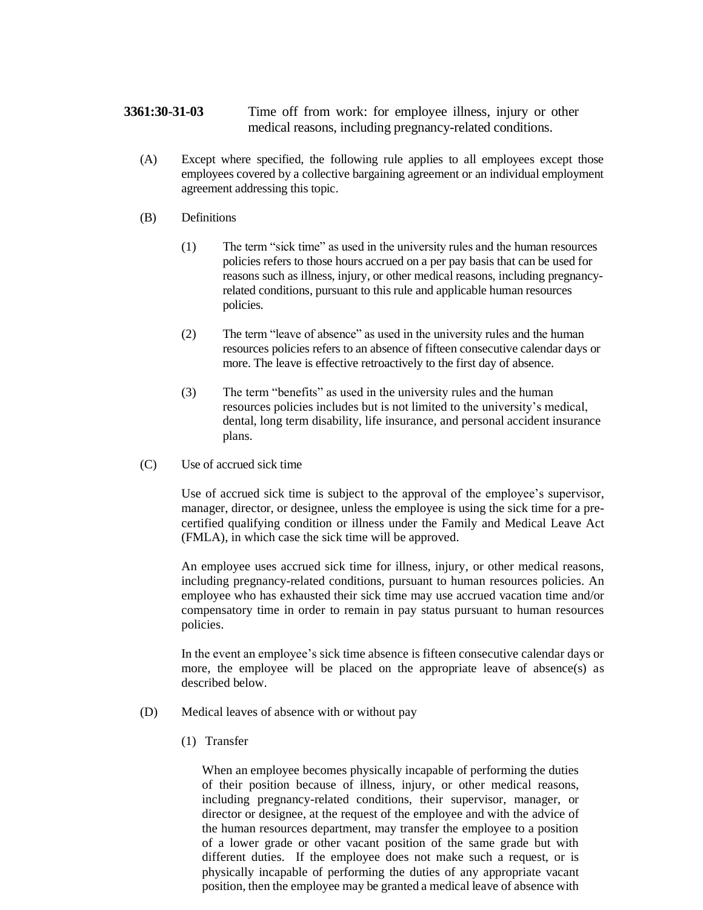# 3361:30-31-03 Time off from work: for employee illness, injury or other medical reasons, including pregnancy-related conditions.

(A) Except where specified, the following rule applies to all employees except those employees covered by a collective bargaining agreement or an individual employment agreement addressing this topic.

(B) Definitions

(1) The term "sick time" as used in the university rules and the human resources policies refers to those hours accrued on a per pay basis that can be used for reasons such as illness, injury, or other medical reasons, including pregnancy-related conditions, pursuant to this rule and applicable human resources policies.

(2) The term "leave of absence" as used in the university rules and the human resources policies refers to an absence of fifteen consecutive calendar days or more. The leave is effective retroactively to the first day of absence.

(3) The term "benefits" as used in the university rules and the human resources policies includes but is not limited to the university's medical, dental, long term disability, life insurance, and personal accident insurance plans.

(C) Use of accrued sick time

Use of accrued sick time is subject to the approval of the employee's supervisor, manager, director, or designee, unless the employee is using the sick time for a pre-certified qualifying condition or illness under the Family and Medical Leave Act (FMLA), in which case the sick time will be approved.

An employee uses accrued sick time for illness, injury, or other medical reasons, including pregnancy-related conditions, pursuant to human resources policies. An employee who has exhausted their sick time may use accrued vacation time and/or compensatory time in order to remain in pay status pursuant to human resources policies.

In the event an employee's sick time absence is fifteen consecutive calendar days or more, the employee will be placed on the appropriate leave of absence(s) as described below.

(D) Medical leaves of absence with or without pay

(1) Transfer

When an employee becomes physically incapable of performing the duties of their position because of illness, injury, or other medical reasons, including pregnancy-related conditions, their supervisor, manager, or director or designee, at the request of the employee and with the advice of the human resources department, may transfer the employee to a position of a lower grade or other vacant position of the same grade but with different duties. If the employee does not make such a request, or is physically incapable of performing the duties of any appropriate vacant position, then the employee may be granted a medical leave of absence with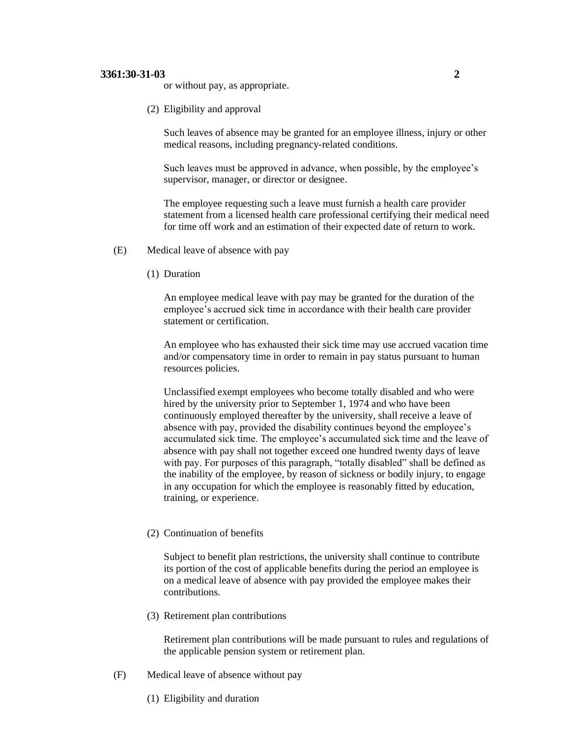or without pay, as appropriate.

(2) Eligibility and approval

Such leaves of absence may be granted for an employee illness, injury or other medical reasons, including pregnancy-related conditions.

Such leaves must be approved in advance, when possible, by the employee's supervisor, manager, or director or designee.

The employee requesting such a leave must furnish a health care provider statement from a licensed health care professional certifying their medical need for time off work and an estimation of their expected date of return to work.

(E) Medical leave of absence with pay

(1) Duration

An employee medical leave with pay may be granted for the duration of the employee's accrued sick time in accordance with their health care provider statement or certification.

An employee who has exhausted their sick time may use accrued vacation time and/or compensatory time in order to remain in pay status pursuant to human resources policies.

Unclassified exempt employees who become totally disabled and who were hired by the university prior to September 1, 1974 and who have been continuously employed thereafter by the university, shall receive a leave of absence with pay, provided the disability continues beyond the employee's accumulated sick time. The employee's accumulated sick time and the leave of absence with pay shall not together exceed one hundred twenty days of leave with pay. For purposes of this paragraph, "totally disabled" shall be defined as the inability of the employee, by reason of sickness or bodily injury, to engage in any occupation for which the employee is reasonably fitted by education, training, or experience.

(2) Continuation of benefits

Subject to benefit plan restrictions, the university shall continue to contribute its portion of the cost of applicable benefits during the period an employee is on a medical leave of absence with pay provided the employee makes their contributions.

(3) Retirement plan contributions

Retirement plan contributions will be made pursuant to rules and regulations of the applicable pension system or retirement plan.

(F) Medical leave of absence without pay

(1) Eligibility and duration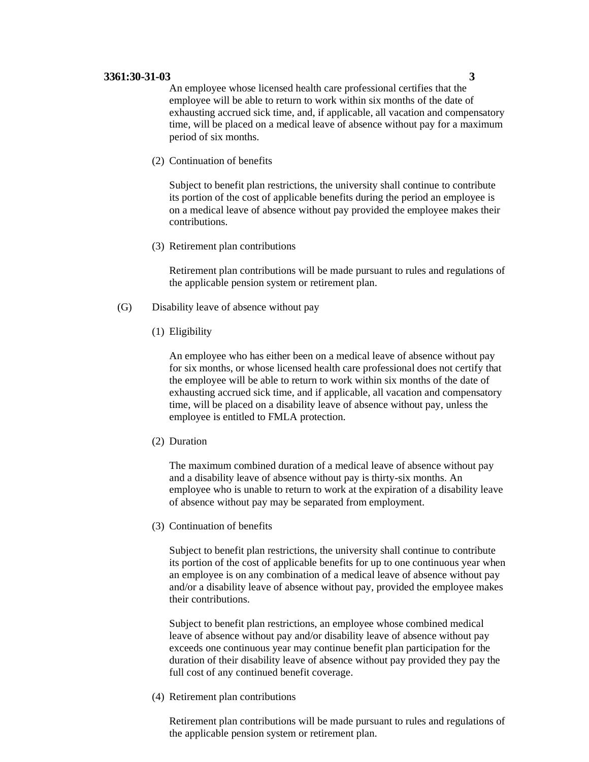An employee whose licensed health care professional certifies that the employee will be able to return to work within six months of the date of exhausting accrued sick time, and, if applicable, all vacation and compensatory time, will be placed on a medical leave of absence without pay for a maximum period of six months.

(2) Continuation of benefits

Subject to benefit plan restrictions, the university shall continue to contribute its portion of the cost of applicable benefits during the period an employee is on a medical leave of absence without pay provided the employee makes their contributions.

(3) Retirement plan contributions

Retirement plan contributions will be made pursuant to rules and regulations of the applicable pension system or retirement plan.

(G) Disability leave of absence without pay

(1) Eligibility

An employee who has either been on a medical leave of absence without pay for six months, or whose licensed health care professional does not certify that the employee will be able to return to work within six months of the date of exhausting accrued sick time, and if applicable, all vacation and compensatory time, will be placed on a disability leave of absence without pay, unless the employee is entitled to FMLA protection.

(2) Duration

The maximum combined duration of a medical leave of absence without pay and a disability leave of absence without pay is thirty-six months. An employee who is unable to return to work at the expiration of a disability leave of absence without pay may be separated from employment.

(3) Continuation of benefits

Subject to benefit plan restrictions, the university shall continue to contribute its portion of the cost of applicable benefits for up to one continuous year when an employee is on any combination of a medical leave of absence without pay and/or a disability leave of absence without pay, provided the employee makes their contributions.

Subject to benefit plan restrictions, an employee whose combined medical leave of absence without pay and/or disability leave of absence without pay exceeds one continuous year may continue benefit plan participation for the duration of their disability leave of absence without pay provided they pay the full cost of any continued benefit coverage.

(4) Retirement plan contributions

Retirement plan contributions will be made pursuant to rules and regulations of the applicable pension system or retirement plan.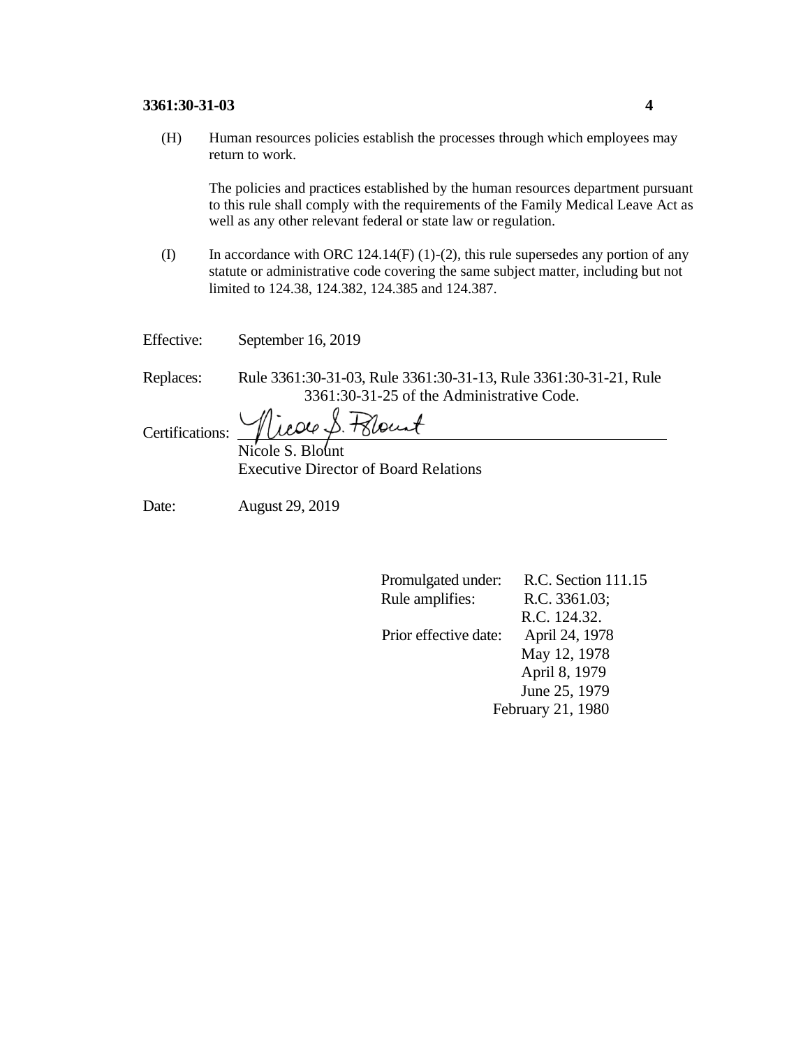(H) Human resources policies establish the processes through which employees may return to work.

The policies and practices established by the human resources department pursuant to this rule shall comply with the requirements of the Family Medical Leave Act as well as any other relevant federal or state law or regulation.

(I) In accordance with ORC 124.14(F) (1)-(2), this rule supersedes any portion of any statute or administrative code covering the same subject matter, including but not limited to 124.38, 124.382, 124.385 and 124.387.

Effective: September 16, 2019

Replaces: Rule 3361:30-31-03, Rule 3361:30-31-13, Rule 3361:30-31-21, Rule 3361:30-31-25 of the Administrative Code.

Certifications: Nicole S. Blount

Nicole S. Blount
Executive Director of Board Relations

Date: August 29, 2019

Promulgated under: R.C. Section 111.15
Rule amplifies: R.C. 3361.03;
R.C. 124.32.
Prior effective date: April 24, 1978
May 12, 1978
April 8, 1979
June 25, 1979
February 21, 1980